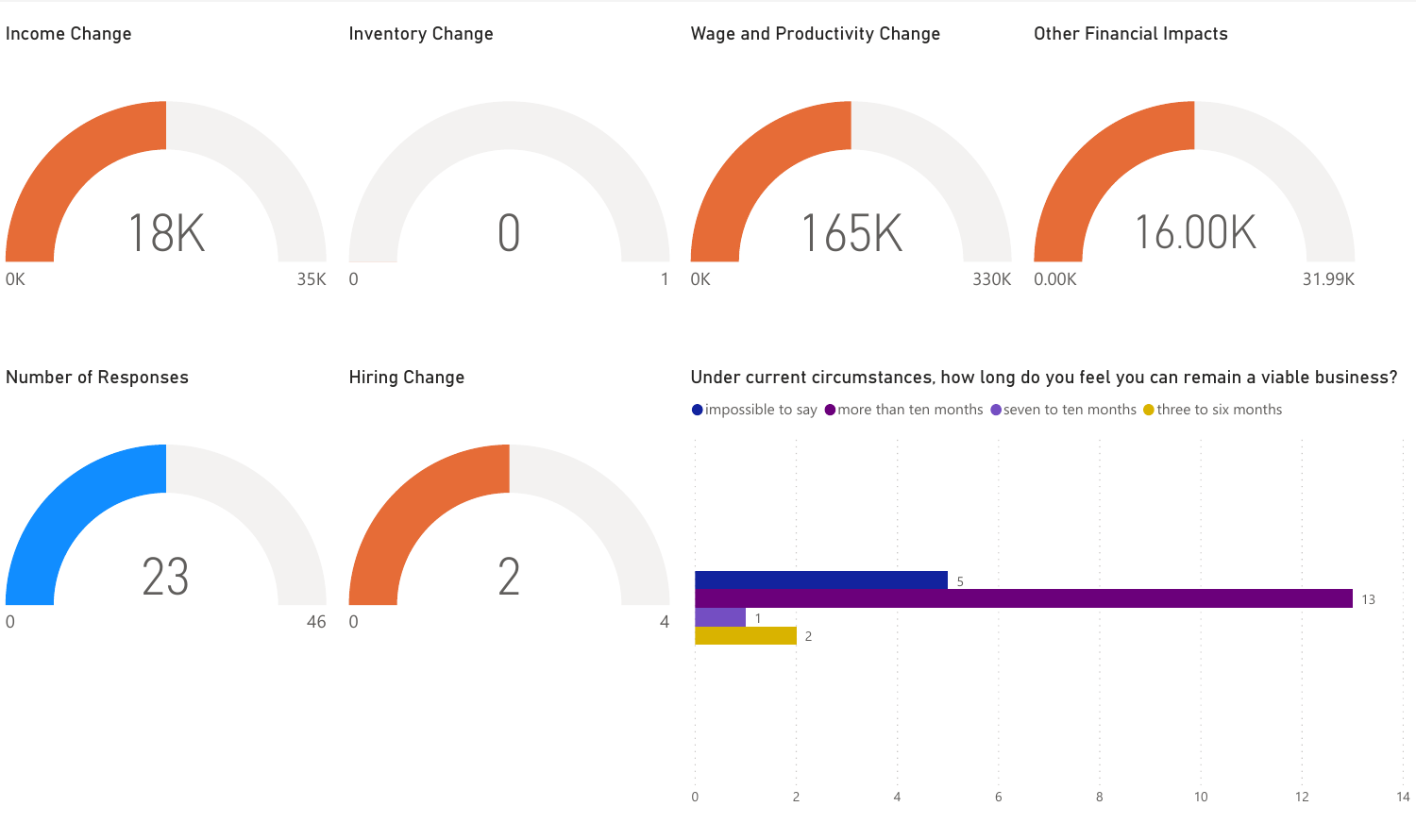## Income Change

18K

0K — 35K

## Inventory Change

0

0 — 1

## Wage and Productivity Change

165K

0K — 330K

## Other Financial Impacts

16.00K

0.00K — 31.99K

## Number of Responses

23

0 — 46

## Hiring Change

2

0 — 4

## Under current circumstances, how long do you feel you can remain a viable business?

| Response | Count |
|---|---|
| impossible to say | 5 |
| more than ten months | 13 |
| seven to ten months | 1 |
| three to six months | 2 |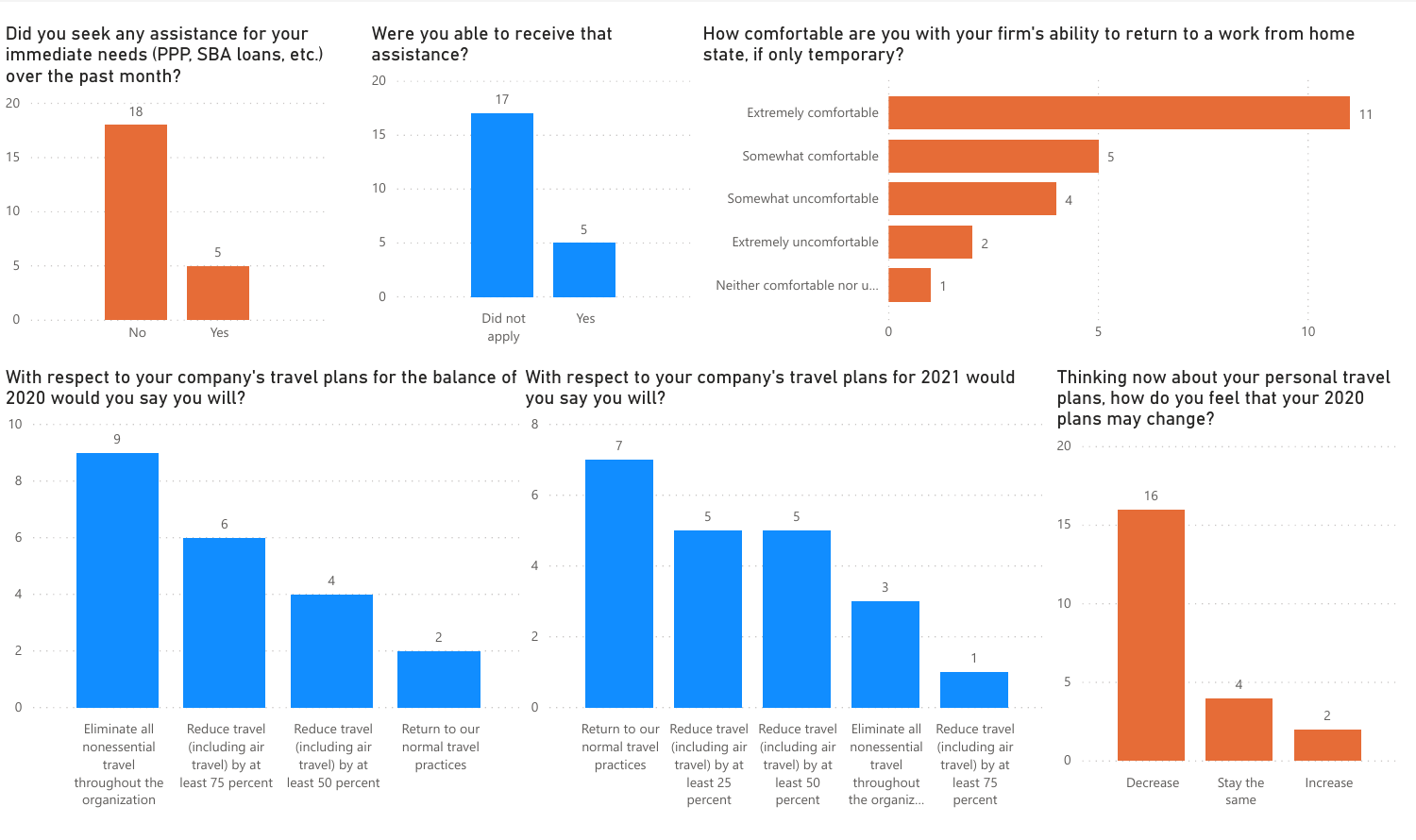Did you seek any assistance for your immediate needs (PPP, SBA loans, etc.) over the past month?

20
15
10
5
0

18
5

No
Yes

Were you able to receive that assistance?

20
15
10
5
0

17
5

Did not apply
Yes

How comfortable are you with your firm's ability to return to a work from home state, if only temporary?

Extremely comfortable 11
Somewhat comfortable 5
Somewhat uncomfortable 4
Extremely uncomfortable 2
Neither comfortable nor u... 1

0
5
10

With respect to your company's travel plans for the balance of 2020 would you say you will?

10
8
6
4
2
0

9
6
4
2

Eliminate all nonessential travel throughout the organization
Reduce travel (including air travel) by at least 75 percent
Reduce travel (including air travel) by at least 50 percent
Return to our normal travel practices

With respect to your company's travel plans for 2021 would you say you will?

8
6
4
2
0

7
5
5
3
1

Return to our normal travel practices
Reduce travel (including air travel) by at least 25 percent
Reduce travel (including air travel) by at least 50 percent
Eliminate all nonessential travel throughout the organiz...
Reduce travel (including air travel) by at least 75 percent

Thinking now about your personal travel plans, how do you feel that your 2020 plans may change?

20
15
10
5
0

16
4
2

Decrease
Stay the same
Increase